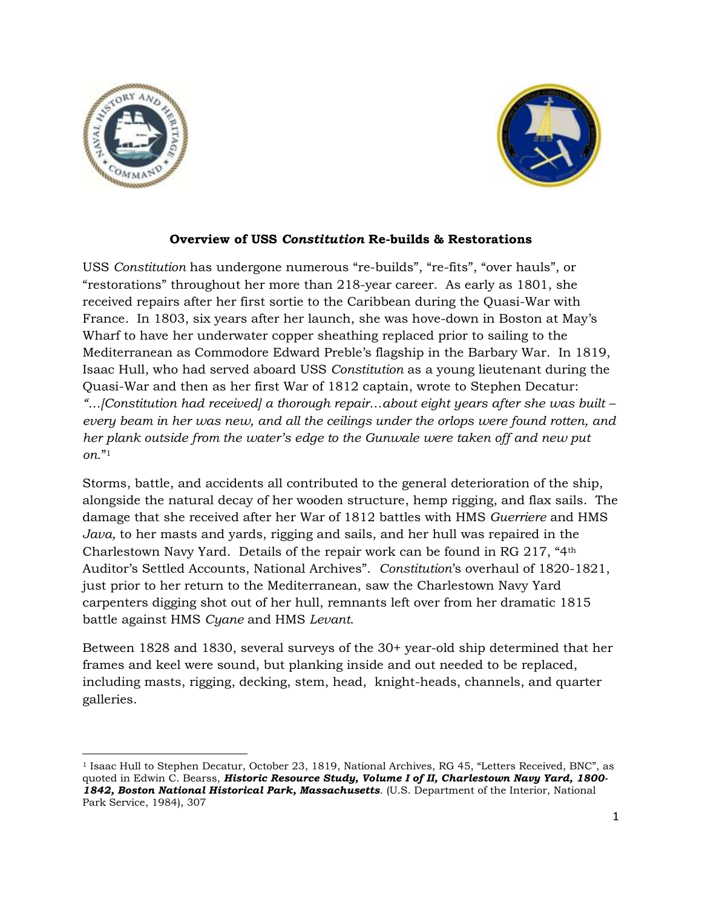# Overview of USS *Constitution* Re-builds & Restorations

USS *Constitution* has undergone numerous "re-builds", "re-fits", "over hauls", or "restorations" throughout her more than 218-year career. As early as 1801, she received repairs after her first sortie to the Caribbean during the Quasi-War with France. In 1803, six years after her launch, she was hove-down in Boston at May's Wharf to have her underwater copper sheathing replaced prior to sailing to the Mediterranean as Commodore Edward Preble's flagship in the Barbary War. In 1819, Isaac Hull, who had served aboard USS *Constitution* as a young lieutenant during the Quasi-War and then as her first War of 1812 captain, wrote to Stephen Decatur: *"…[Constitution had received] a thorough repair…about eight years after she was built – every beam in her was new, and all the ceilings under the orlops were found rotten, and her plank outside from the water's edge to the Gunwale were taken off and new put on.*"[1]

Storms, battle, and accidents all contributed to the general deterioration of the ship, alongside the natural decay of her wooden structure, hemp rigging, and flax sails. The damage that she received after her War of 1812 battles with HMS *Guerriere* and HMS *Java,* to her masts and yards, rigging and sails, and her hull was repaired in the Charlestown Navy Yard. Details of the repair work can be found in RG 217, "4th Auditor's Settled Accounts, National Archives". *Constitution*'s overhaul of 1820-1821, just prior to her return to the Mediterranean, saw the Charlestown Navy Yard carpenters digging shot out of her hull, remnants left over from her dramatic 1815 battle against HMS *Cyane* and HMS *Levant*.

Between 1828 and 1830, several surveys of the 30+ year-old ship determined that her frames and keel were sound, but planking inside and out needed to be replaced, including masts, rigging, decking, stem, head, knight-heads, channels, and quarter galleries.

---

[1] Isaac Hull to Stephen Decatur, October 23, 1819, National Archives, RG 45, "Letters Received, BNC", as quoted in Edwin C. Bearss, ***Historic Resource Study, Volume I of II, Charlestown Navy Yard, 1800-1842, Boston National Historical Park, Massachusetts***. (U.S. Department of the Interior, National Park Service, 1984), 307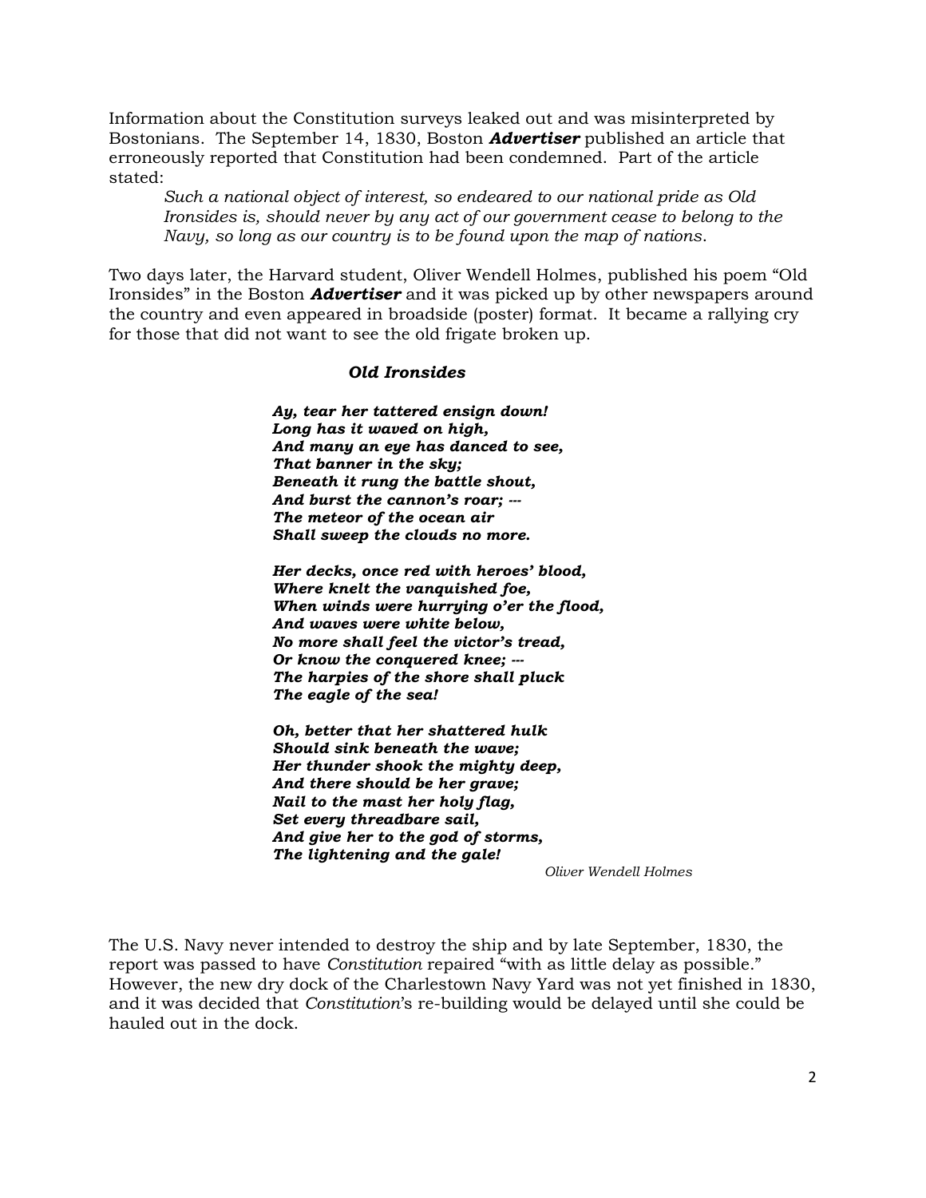Information about the Constitution surveys leaked out and was misinterpreted by Bostonians. The September 14, 1830, Boston ***Advertiser*** published an article that erroneously reported that Constitution had been condemned. Part of the article stated:

> *Such a national object of interest, so endeared to our national pride as Old Ironsides is, should never by any act of our government cease to belong to the Navy, so long as our country is to be found upon the map of nations.*

Two days later, the Harvard student, Oliver Wendell Holmes, published his poem "Old Ironsides" in the Boston ***Advertiser*** and it was picked up by other newspapers around the country and even appeared in broadside (poster) format. It became a rallying cry for those that did not want to see the old frigate broken up.

### *Old Ironsides*

***Ay, tear her tattered ensign down!***
***Long has it waved on high,***
***And many an eye has danced to see,***
***That banner in the sky;***
***Beneath it rung the battle shout,***
***And burst the cannon's roar; ---***
***The meteor of the ocean air***
***Shall sweep the clouds no more.***

***Her decks, once red with heroes' blood,***
***Where knelt the vanquished foe,***
***When winds were hurrying o'er the flood,***
***And waves were white below,***
***No more shall feel the victor's tread,***
***Or know the conquered knee; ---***
***The harpies of the shore shall pluck***
***The eagle of the sea!***

***Oh, better that her shattered hulk***
***Should sink beneath the wave;***
***Her thunder shook the mighty deep,***
***And there should be her grave;***
***Nail to the mast her holy flag,***
***Set every threadbare sail,***
***And give her to the god of storms,***
***The lightening and the gale!***

*Oliver Wendell Holmes*

The U.S. Navy never intended to destroy the ship and by late September, 1830, the report was passed to have *Constitution* repaired "with as little delay as possible." However, the new dry dock of the Charlestown Navy Yard was not yet finished in 1830, and it was decided that *Constitution*'s re-building would be delayed until she could be hauled out in the dock.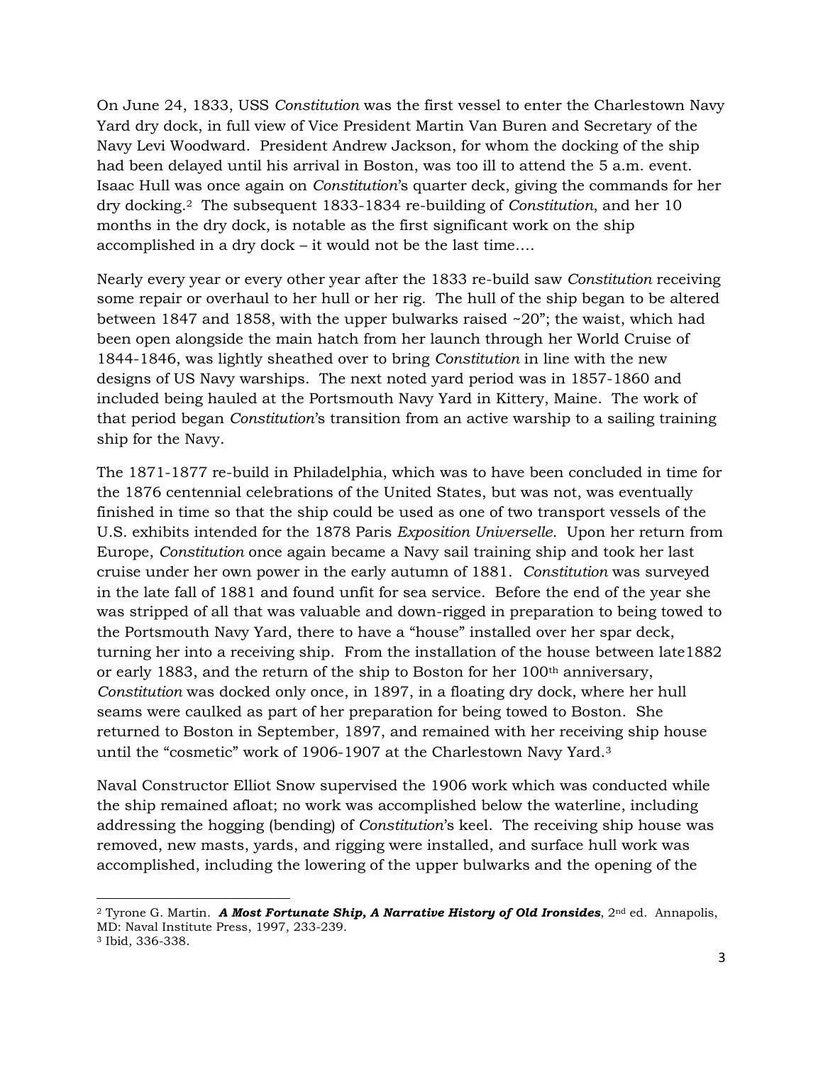On June 24, 1833, USS *Constitution* was the first vessel to enter the Charlestown Navy Yard dry dock, in full view of Vice President Martin Van Buren and Secretary of the Navy Levi Woodward. President Andrew Jackson, for whom the docking of the ship had been delayed until his arrival in Boston, was too ill to attend the 5 a.m. event. Isaac Hull was once again on *Constitution*'s quarter deck, giving the commands for her dry docking.[2] The subsequent 1833-1834 re-building of *Constitution*, and her 10 months in the dry dock, is notable as the first significant work on the ship accomplished in a dry dock – it would not be the last time….

Nearly every year or every other year after the 1833 re-build saw *Constitution* receiving some repair or overhaul to her hull or her rig. The hull of the ship began to be altered between 1847 and 1858, with the upper bulwarks raised ~20"; the waist, which had been open alongside the main hatch from her launch through her World Cruise of 1844-1846, was lightly sheathed over to bring *Constitution* in line with the new designs of US Navy warships. The next noted yard period was in 1857-1860 and included being hauled at the Portsmouth Navy Yard in Kittery, Maine. The work of that period began *Constitution*'s transition from an active warship to a sailing training ship for the Navy.

The 1871-1877 re-build in Philadelphia, which was to have been concluded in time for the 1876 centennial celebrations of the United States, but was not, was eventually finished in time so that the ship could be used as one of two transport vessels of the U.S. exhibits intended for the 1878 Paris *Exposition Universelle*. Upon her return from Europe, *Constitution* once again became a Navy sail training ship and took her last cruise under her own power in the early autumn of 1881. *Constitution* was surveyed in the late fall of 1881 and found unfit for sea service. Before the end of the year she was stripped of all that was valuable and down-rigged in preparation to being towed to the Portsmouth Navy Yard, there to have a "house" installed over her spar deck, turning her into a receiving ship. From the installation of the house between late1882 or early 1883, and the return of the ship to Boston for her 100th anniversary, *Constitution* was docked only once, in 1897, in a floating dry dock, where her hull seams were caulked as part of her preparation for being towed to Boston. She returned to Boston in September, 1897, and remained with her receiving ship house until the "cosmetic" work of 1906-1907 at the Charlestown Navy Yard.[3]

Naval Constructor Elliot Snow supervised the 1906 work which was conducted while the ship remained afloat; no work was accomplished below the waterline, including addressing the hogging (bending) of *Constitution*'s keel. The receiving ship house was removed, new masts, yards, and rigging were installed, and surface hull work was accomplished, including the lowering of the upper bulwarks and the opening of the

---

[2] Tyrone G. Martin. ***A Most Fortunate Ship, A Narrative History of Old Ironsides***, 2nd ed. Annapolis, MD: Naval Institute Press, 1997, 233-239.

[3] Ibid, 336-338.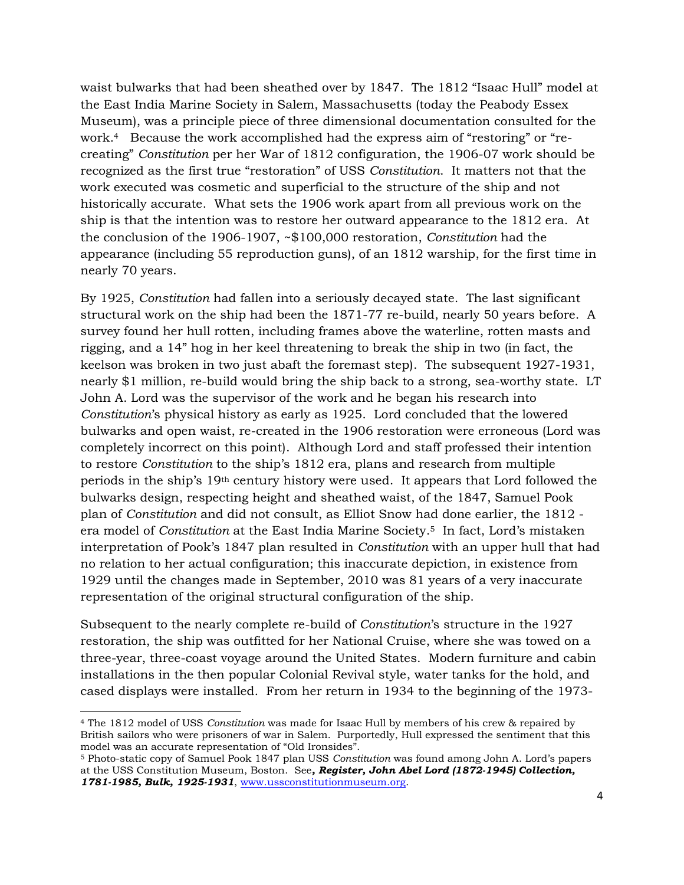waist bulwarks that had been sheathed over by 1847. The 1812 "Isaac Hull" model at the East India Marine Society in Salem, Massachusetts (today the Peabody Essex Museum), was a principle piece of three dimensional documentation consulted for the work.[4] Because the work accomplished had the express aim of "restoring" or "re-creating" *Constitution* per her War of 1812 configuration, the 1906-07 work should be recognized as the first true "restoration" of USS *Constitution*. It matters not that the work executed was cosmetic and superficial to the structure of the ship and not historically accurate. What sets the 1906 work apart from all previous work on the ship is that the intention was to restore her outward appearance to the 1812 era. At the conclusion of the 1906-1907, ~$100,000 restoration, *Constitution* had the appearance (including 55 reproduction guns), of an 1812 warship, for the first time in nearly 70 years.

By 1925, *Constitution* had fallen into a seriously decayed state. The last significant structural work on the ship had been the 1871-77 re-build, nearly 50 years before. A survey found her hull rotten, including frames above the waterline, rotten masts and rigging, and a 14" hog in her keel threatening to break the ship in two (in fact, the keelson was broken in two just abaft the foremast step). The subsequent 1927-1931, nearly $1 million, re-build would bring the ship back to a strong, sea-worthy state. LT John A. Lord was the supervisor of the work and he began his research into *Constitution*'s physical history as early as 1925. Lord concluded that the lowered bulwarks and open waist, re-created in the 1906 restoration were erroneous (Lord was completely incorrect on this point). Although Lord and staff professed their intention to restore *Constitution* to the ship's 1812 era, plans and research from multiple periods in the ship's 19th century history were used. It appears that Lord followed the bulwarks design, respecting height and sheathed waist, of the 1847, Samuel Pook plan of *Constitution* and did not consult, as Elliot Snow had done earlier, the 1812 - era model of *Constitution* at the East India Marine Society.[5] In fact, Lord's mistaken interpretation of Pook's 1847 plan resulted in *Constitution* with an upper hull that had no relation to her actual configuration; this inaccurate depiction, in existence from 1929 until the changes made in September, 2010 was 81 years of a very inaccurate representation of the original structural configuration of the ship.

Subsequent to the nearly complete re-build of *Constitution*'s structure in the 1927 restoration, the ship was outfitted for her National Cruise, where she was towed on a three-year, three-coast voyage around the United States. Modern furniture and cabin installations in the then popular Colonial Revival style, water tanks for the hold, and cased displays were installed. From her return in 1934 to the beginning of the 1973-

---

[4] The 1812 model of USS *Constitution* was made for Isaac Hull by members of his crew & repaired by British sailors who were prisoners of war in Salem. Purportedly, Hull expressed the sentiment that this model was an accurate representation of "Old Ironsides".

[5] Photo-static copy of Samuel Pook 1847 plan USS *Constitution* was found among John A. Lord's papers at the USS Constitution Museum, Boston. See***, Register, John Abel Lord (1872-1945) Collection, 1781-1985, Bulk, 1925-1931***, www.ussconstitutionmuseum.org.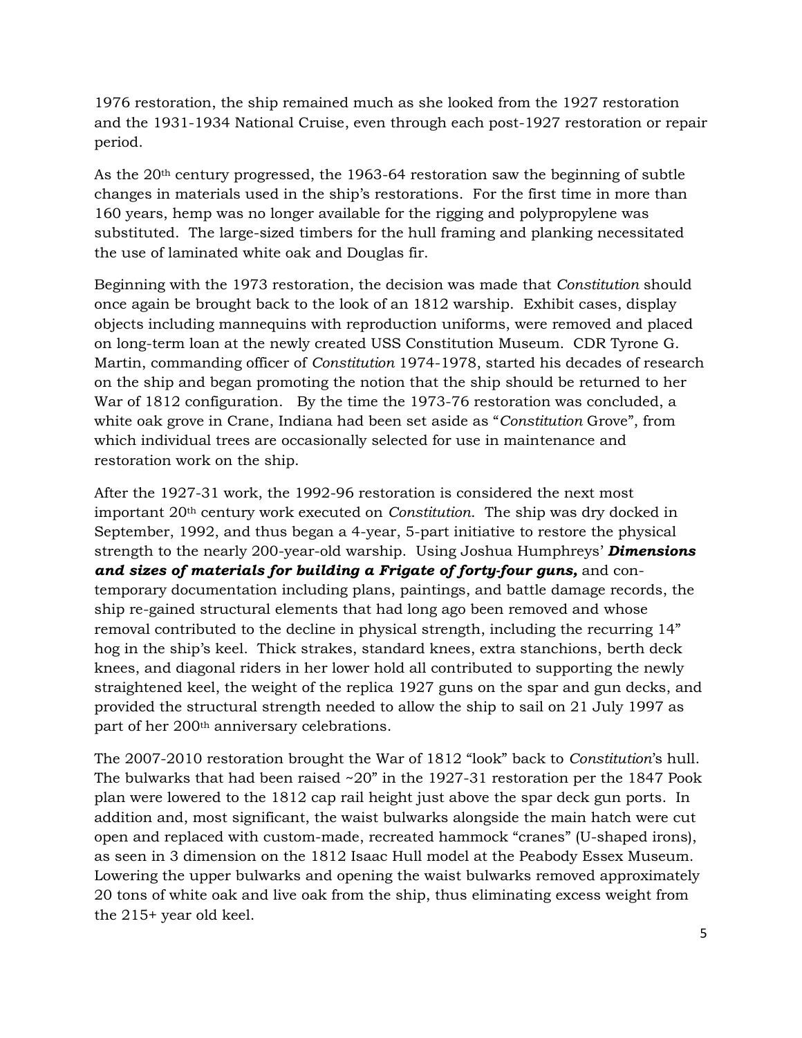1976 restoration, the ship remained much as she looked from the 1927 restoration and the 1931-1934 National Cruise, even through each post-1927 restoration or repair period.

As the 20th century progressed, the 1963-64 restoration saw the beginning of subtle changes in materials used in the ship's restorations. For the first time in more than 160 years, hemp was no longer available for the rigging and polypropylene was substituted. The large-sized timbers for the hull framing and planking necessitated the use of laminated white oak and Douglas fir.

Beginning with the 1973 restoration, the decision was made that *Constitution* should once again be brought back to the look of an 1812 warship. Exhibit cases, display objects including mannequins with reproduction uniforms, were removed and placed on long-term loan at the newly created USS Constitution Museum. CDR Tyrone G. Martin, commanding officer of *Constitution* 1974-1978, started his decades of research on the ship and began promoting the notion that the ship should be returned to her War of 1812 configuration. By the time the 1973-76 restoration was concluded, a white oak grove in Crane, Indiana had been set aside as "*Constitution* Grove", from which individual trees are occasionally selected for use in maintenance and restoration work on the ship.

After the 1927-31 work, the 1992-96 restoration is considered the next most important 20th century work executed on *Constitution*. The ship was dry docked in September, 1992, and thus began a 4-year, 5-part initiative to restore the physical strength to the nearly 200-year-old warship. Using Joshua Humphreys' ***Dimensions and sizes of materials for building a Frigate of forty-four guns,*** and contemporary documentation including plans, paintings, and battle damage records, the ship re-gained structural elements that had long ago been removed and whose removal contributed to the decline in physical strength, including the recurring 14" hog in the ship's keel. Thick strakes, standard knees, extra stanchions, berth deck knees, and diagonal riders in her lower hold all contributed to supporting the newly straightened keel, the weight of the replica 1927 guns on the spar and gun decks, and provided the structural strength needed to allow the ship to sail on 21 July 1997 as part of her 200th anniversary celebrations.

The 2007-2010 restoration brought the War of 1812 "look" back to *Constitution*'s hull. The bulwarks that had been raised ~20" in the 1927-31 restoration per the 1847 Pook plan were lowered to the 1812 cap rail height just above the spar deck gun ports. In addition and, most significant, the waist bulwarks alongside the main hatch were cut open and replaced with custom-made, recreated hammock "cranes" (U-shaped irons), as seen in 3 dimension on the 1812 Isaac Hull model at the Peabody Essex Museum. Lowering the upper bulwarks and opening the waist bulwarks removed approximately 20 tons of white oak and live oak from the ship, thus eliminating excess weight from the 215+ year old keel.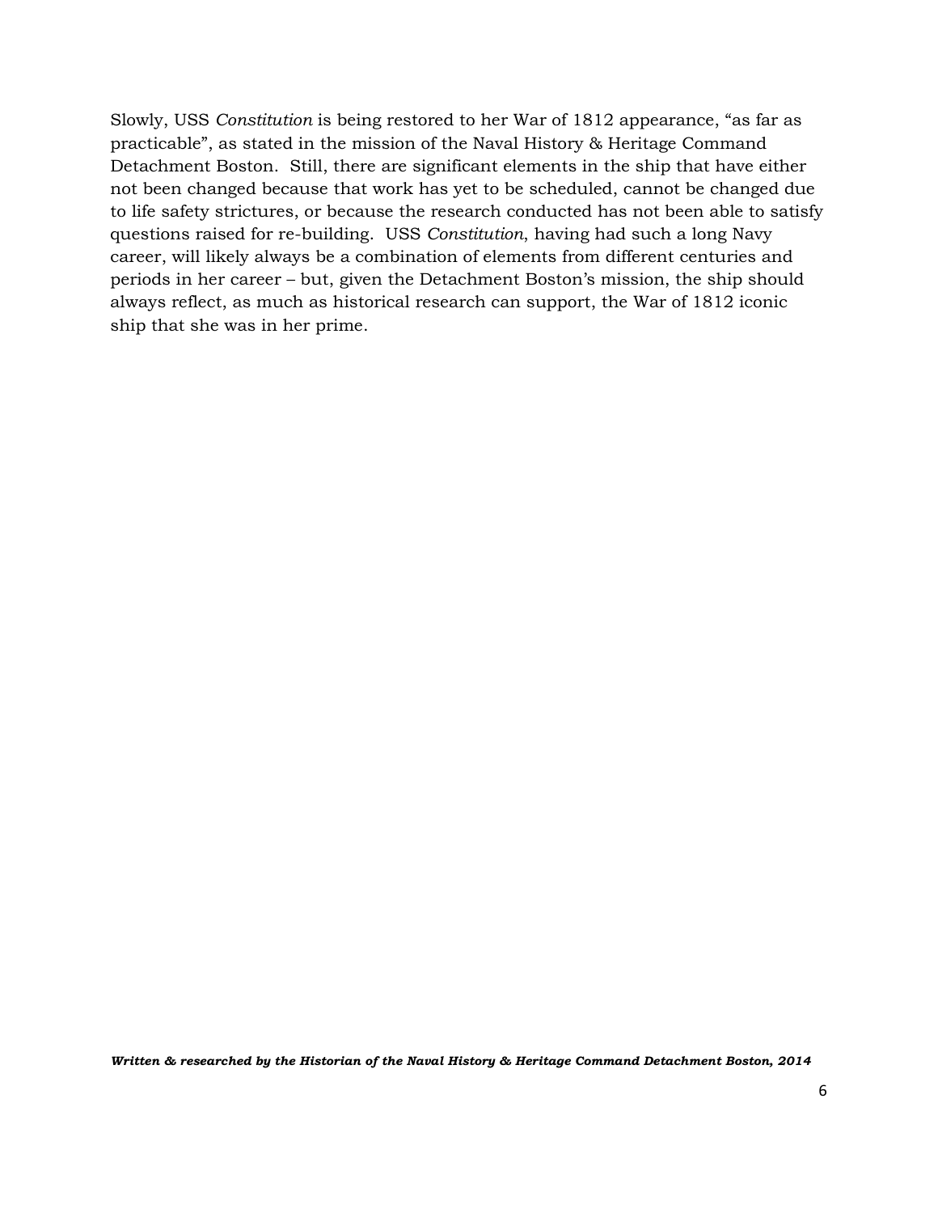Slowly, USS *Constitution* is being restored to her War of 1812 appearance, "as far as practicable", as stated in the mission of the Naval History & Heritage Command Detachment Boston. Still, there are significant elements in the ship that have either not been changed because that work has yet to be scheduled, cannot be changed due to life safety strictures, or because the research conducted has not been able to satisfy questions raised for re-building. USS *Constitution*, having had such a long Navy career, will likely always be a combination of elements from different centuries and periods in her career – but, given the Detachment Boston's mission, the ship should always reflect, as much as historical research can support, the War of 1812 iconic ship that she was in her prime.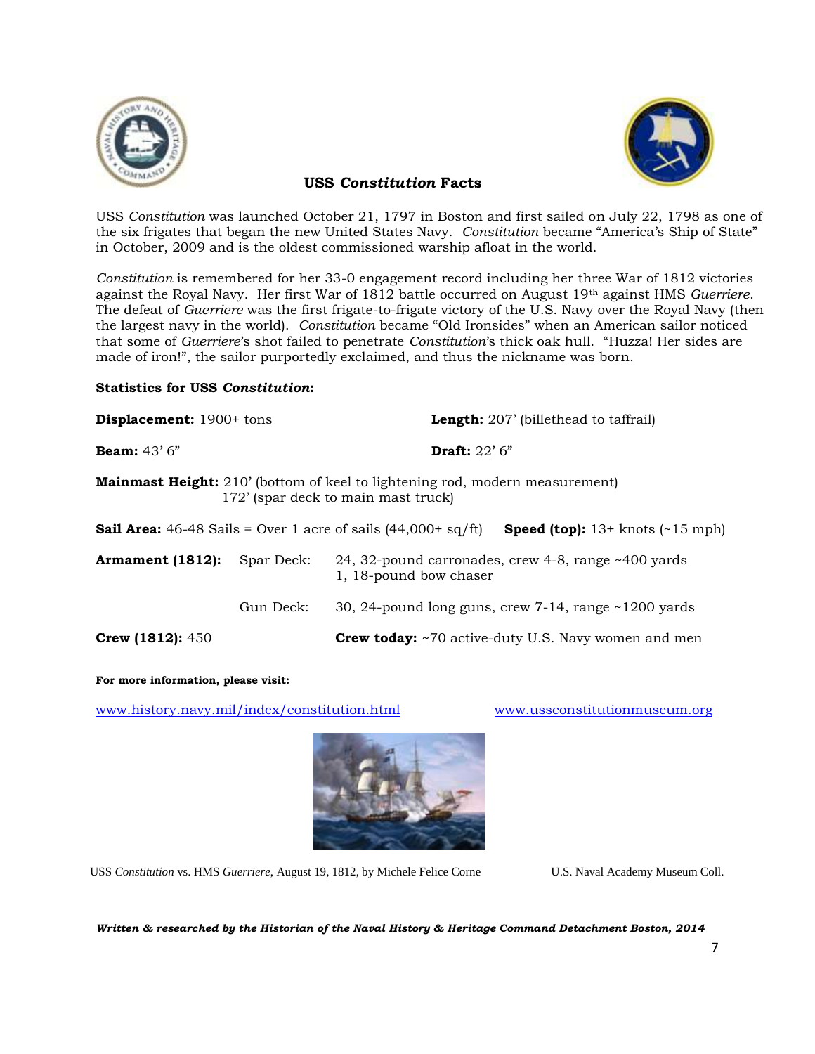## USS *Constitution* Facts

USS *Constitution* was launched October 21, 1797 in Boston and first sailed on July 22, 1798 as one of the six frigates that began the new United States Navy. *Constitution* became "America's Ship of State" in October, 2009 and is the oldest commissioned warship afloat in the world.

*Constitution* is remembered for her 33-0 engagement record including her three War of 1812 victories against the Royal Navy. Her first War of 1812 battle occurred on August 19th against HMS *Guerriere*. The defeat of *Guerriere* was the first frigate-to-frigate victory of the U.S. Navy over the Royal Navy (then the largest navy in the world). *Constitution* became "Old Ironsides" when an American sailor noticed that some of *Guerriere*'s shot failed to penetrate *Constitution*'s thick oak hull. "Huzza! Her sides are made of iron!", the sailor purportedly exclaimed, and thus the nickname was born.

**Statistics for USS *Constitution*:**

**Displacement:** 1900+ tons

**Length:** 207' (billethead to taffrail)

**Beam:** 43' 6"

**Draft:** 22' 6"

**Mainmast Height:** 210' (bottom of keel to lightening rod, modern measurement)
172' (spar deck to main mast truck)

**Sail Area:** 46-48 Sails = Over 1 acre of sails (44,000+ sq/ft)

**Speed (top):** 13+ knots (~15 mph)

| | | |
|---|---|---|
| **Armament (1812):** | Spar Deck: | 24, 32-pound carronades, crew 4-8, range ~400 yards<br>1, 18-pound bow chaser |
| | Gun Deck: | 30, 24-pound long guns, crew 7-14, range ~1200 yards |

**Crew (1812):** 450

**Crew today:** ~70 active-duty U.S. Navy women and men

**For more information, please visit:**

www.history.navy.mil/index/constitution.html

www.ussconstitutionmuseum.org

USS *Constitution* vs. HMS *Guerriere*, August 19, 1812, by Michele Felice Corne — U.S. Naval Academy Museum Coll.

***Written & researched by the Historian of the Naval History & Heritage Command Detachment Boston, 2014***